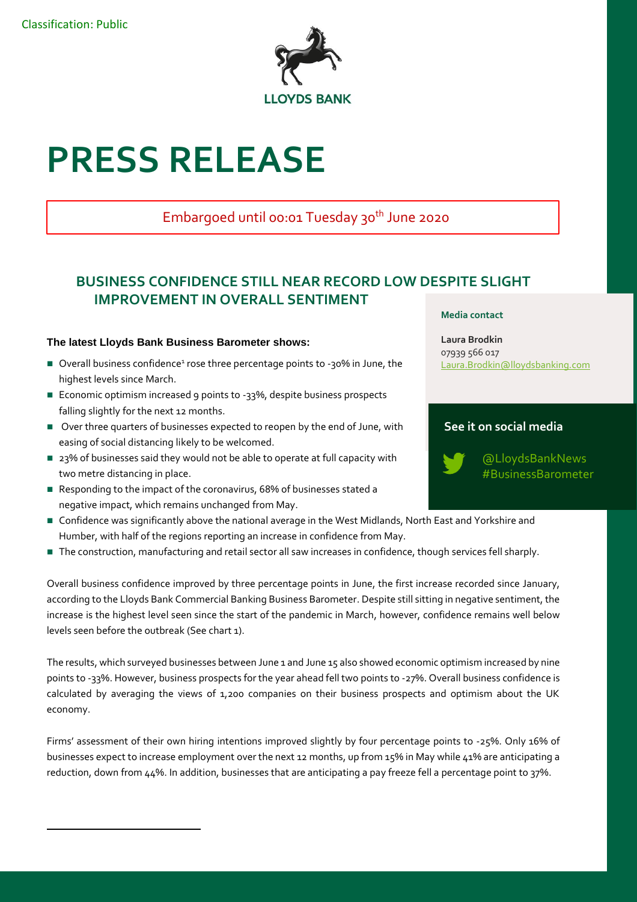Classification: Public

LLOYDS BANK

# PRESS RELEASE

Embargoed until 00:01 Tuesday 30th June 2020

## BUSINESS CONFIDENCE STILL NEAR RECORD LOW DESPITE SLIGHT IMPROVEMENT IN OVERALL SENTIMENT

**Media contact**

**Laura Brodkin**
07939 566 017
Laura.Brodkin@lloydsbanking.com

**See it on social media**

@LloydsBankNews
#BusinessBarometer

**The latest Lloyds Bank Business Barometer shows:**

- Overall business confidence[1] rose three percentage points to -30% in June, the highest levels since March.
- Economic optimism increased 9 points to -33%, despite business prospects falling slightly for the next 12 months.
- Over three quarters of businesses expected to reopen by the end of June, with easing of social distancing likely to be welcomed.
- 23% of businesses said they would not be able to operate at full capacity with two metre distancing in place.
- Responding to the impact of the coronavirus, 68% of businesses stated a negative impact, which remains unchanged from May.
- Confidence was significantly above the national average in the West Midlands, North East and Yorkshire and Humber, with half of the regions reporting an increase in confidence from May.
- The construction, manufacturing and retail sector all saw increases in confidence, though services fell sharply.

Overall business confidence improved by three percentage points in June, the first increase recorded since January, according to the Lloyds Bank Commercial Banking Business Barometer. Despite still sitting in negative sentiment, the increase is the highest level seen since the start of the pandemic in March, however, confidence remains well below levels seen before the outbreak (See chart 1).

The results, which surveyed businesses between June 1 and June 15 also showed economic optimism increased by nine points to -33%. However, business prospects for the year ahead fell two points to -27%. Overall business confidence is calculated by averaging the views of 1,200 companies on their business prospects and optimism about the UK economy.

Firms' assessment of their own hiring intentions improved slightly by four percentage points to -25%. Only 16% of businesses expect to increase employment over the next 12 months, up from 15% in May while 41% are anticipating a reduction, down from 44%. In addition, businesses that are anticipating a pay freeze fell a percentage point to 37%.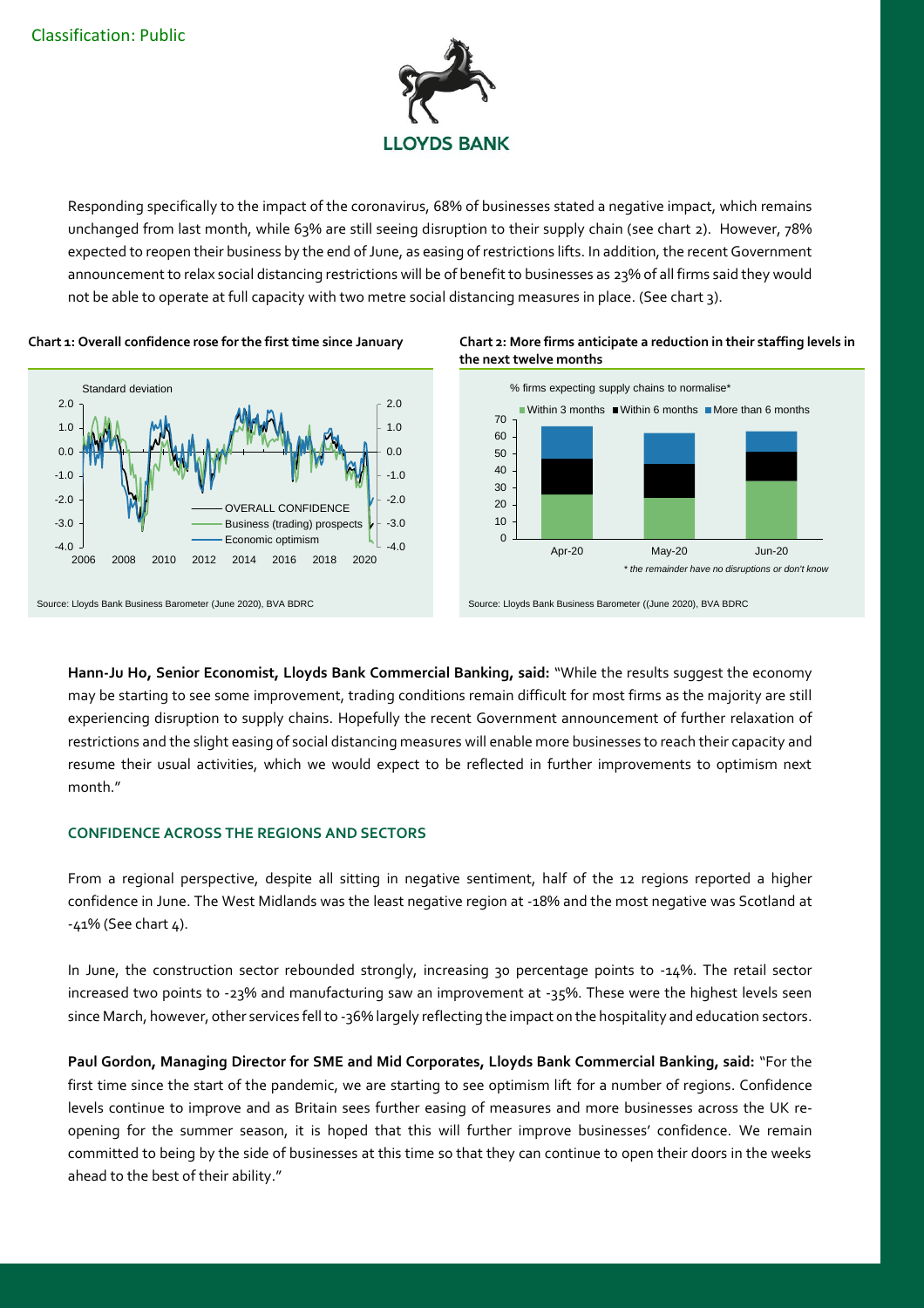Responding specifically to the impact of the coronavirus, 68% of businesses stated a negative impact, which remains unchanged from last month, while 63% are still seeing disruption to their supply chain (see chart 2). However, 78% expected to reopen their business by the end of June, as easing of restrictions lifts. In addition, the recent Government announcement to relax social distancing restrictions will be of benefit to businesses as 23% of all firms said they would not be able to operate at full capacity with two metre social distancing measures in place. (See chart 3).

**Chart 1: Overall confidence rose for the first time since January**

Source: Lloyds Bank Business Barometer (June 2020), BVA BDRC

**Chart 2: More firms anticipate a reduction in their staffing levels in the next twelve months**

% firms expecting supply chains to normalise*

*\* the remainder have no disruptions or don't know*

Source: Lloyds Bank Business Barometer ((June 2020), BVA BDRC

**Hann-Ju Ho, Senior Economist, Lloyds Bank Commercial Banking, said:** "While the results suggest the economy may be starting to see some improvement, trading conditions remain difficult for most firms as the majority are still experiencing disruption to supply chains. Hopefully the recent Government announcement of further relaxation of restrictions and the slight easing of social distancing measures will enable more businesses to reach their capacity and resume their usual activities, which we would expect to be reflected in further improvements to optimism next month."

## CONFIDENCE ACROSS THE REGIONS AND SECTORS

From a regional perspective, despite all sitting in negative sentiment, half of the 12 regions reported a higher confidence in June. The West Midlands was the least negative region at -18% and the most negative was Scotland at -41% (See chart 4).

In June, the construction sector rebounded strongly, increasing 30 percentage points to -14%. The retail sector increased two points to -23% and manufacturing saw an improvement at -35%. These were the highest levels seen since March, however, other services fell to -36% largely reflecting the impact on the hospitality and education sectors.

**Paul Gordon, Managing Director for SME and Mid Corporates, Lloyds Bank Commercial Banking, said:** "For the first time since the start of the pandemic, we are starting to see optimism lift for a number of regions. Confidence levels continue to improve and as Britain sees further easing of measures and more businesses across the UK re-opening for the summer season, it is hoped that this will further improve businesses' confidence. We remain committed to being by the side of businesses at this time so that they can continue to open their doors in the weeks ahead to the best of their ability."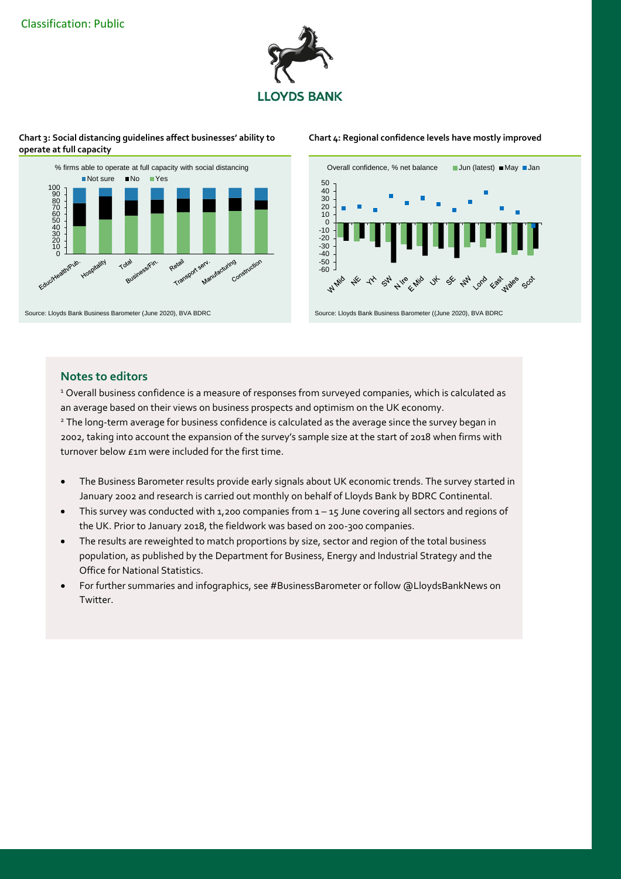Classification: Public

LLOYDS BANK

**Chart 3: Social distancing guidelines affect businesses' ability to operate at full capacity**

% firms able to operate at full capacity with social distancing

Not sure, No, Yes

100, 90, 80, 70, 60, 50, 40, 30, 20, 10, 0

Educ/Health/Pub., Hospitality, Total, Business/Fin., Retail, Transport serv., Manufacturing, Construction

Source: Lloyds Bank Business Barometer (June 2020), BVA BDRC

**Chart 4: Regional confidence levels have mostly improved**

Overall confidence, % net balance

Jun (latest), May, Jan

50, 40, 30, 20, 10, 0, -10, -20, -30, -40, -50, -60

W Mid, NE, YH, SW, N Ire, E Mid, UK, SE, NW, Lond, East, Wales, Scot

Source: Lloyds Bank Business Barometer ((June 2020), BVA BDRC

## Notes to editors

[1] Overall business confidence is a measure of responses from surveyed companies, which is calculated as an average based on their views on business prospects and optimism on the UK economy.

[2] The long-term average for business confidence is calculated as the average since the survey began in 2002, taking into account the expansion of the survey's sample size at the start of 2018 when firms with turnover below £1m were included for the first time.

- The Business Barometer results provide early signals about UK economic trends. The survey started in January 2002 and research is carried out monthly on behalf of Lloyds Bank by BDRC Continental.
- This survey was conducted with 1,200 companies from 1 – 15 June covering all sectors and regions of the UK. Prior to January 2018, the fieldwork was based on 200-300 companies.
- The results are reweighted to match proportions by size, sector and region of the total business population, as published by the Department for Business, Energy and Industrial Strategy and the Office for National Statistics.
- For further summaries and infographics, see #BusinessBarometer or follow @LloydsBankNews on Twitter.